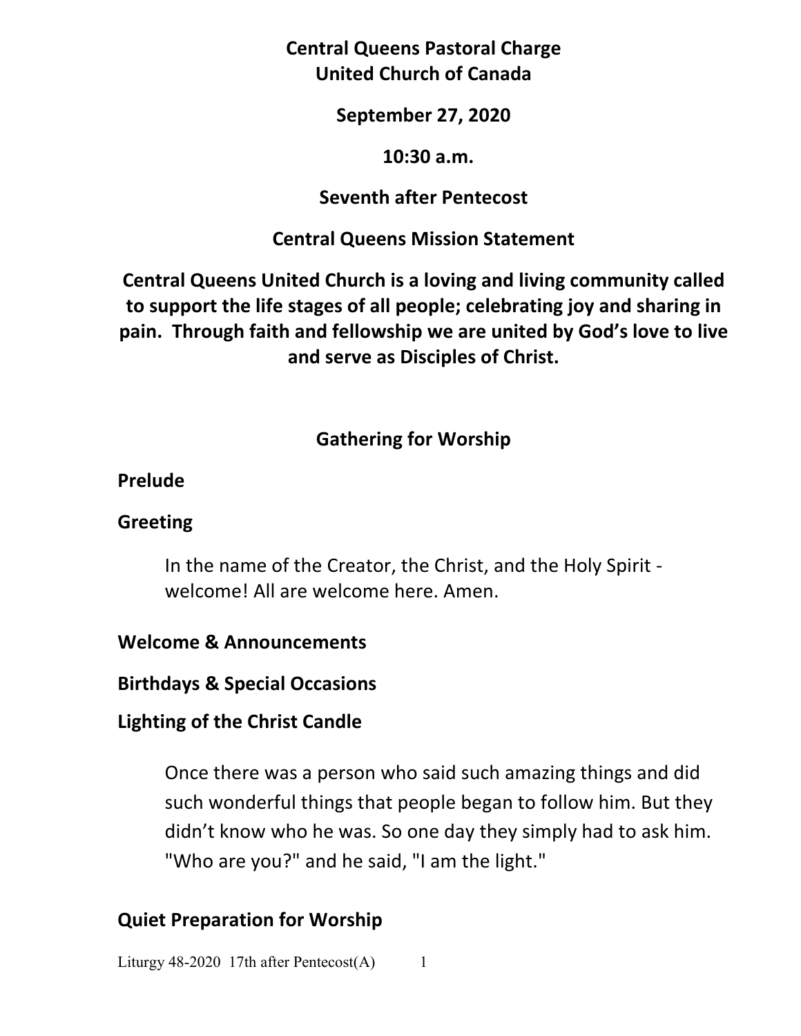**Central Queens Pastoral Charge**
**United Church of Canada**

**September 27, 2020**

**10:30 a.m.**

**Seventh after Pentecost**

**Central Queens Mission Statement**

**Central Queens United Church is a loving and living community called to support the life stages of all people; celebrating joy and sharing in pain. Through faith and fellowship we are united by God's love to live and serve as Disciples of Christ.**

## Gathering for Worship

**Prelude**

**Greeting**

> In the name of the Creator, the Christ, and the Holy Spirit - welcome! All are welcome here. Amen.

**Welcome & Announcements**

**Birthdays & Special Occasions**

**Lighting of the Christ Candle**

> Once there was a person who said such amazing things and did such wonderful things that people began to follow him. But they didn't know who he was. So one day they simply had to ask him. "Who are you?" and he said, "I am the light."

**Quiet Preparation for Worship**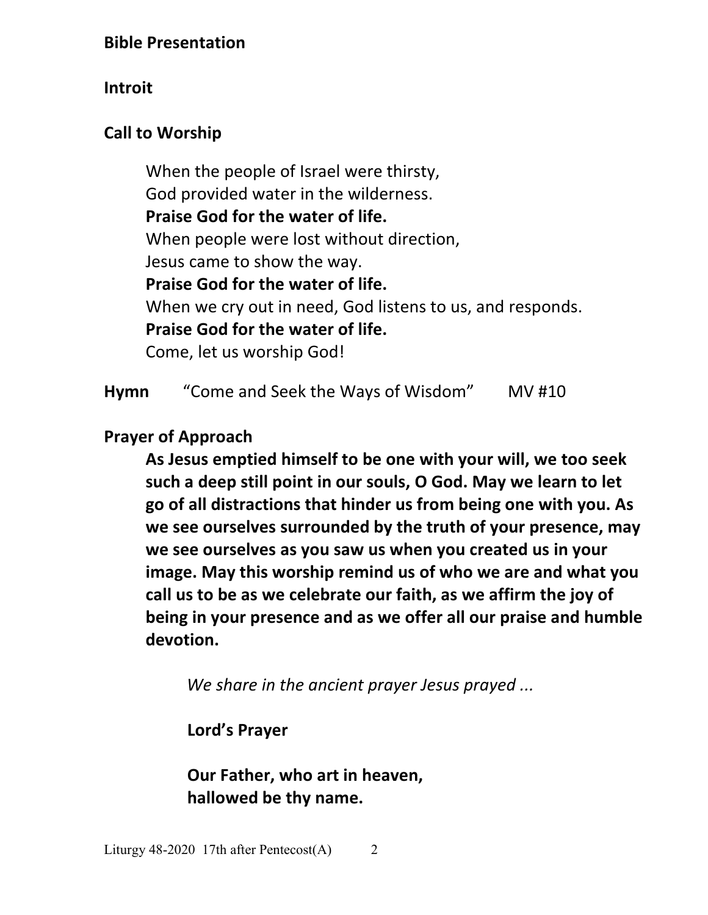**Bible Presentation**

**Introit**

**Call to Worship**

When the people of Israel were thirsty,
God provided water in the wilderness.
**Praise God for the water of life.**
When people were lost without direction,
Jesus came to show the way.
**Praise God for the water of life.**
When we cry out in need, God listens to us, and responds.
**Praise God for the water of life.**
Come, let us worship God!

**Hymn** "Come and Seek the Ways of Wisdom" MV #10

**Prayer of Approach**

**As Jesus emptied himself to be one with your will, we too seek such a deep still point in our souls, O God. May we learn to let go of all distractions that hinder us from being one with you. As we see ourselves surrounded by the truth of your presence, may we see ourselves as you saw us when you created us in your image. May this worship remind us of who we are and what you call us to be as we celebrate our faith, as we affirm the joy of being in your presence and as we offer all our praise and humble devotion.**

*We share in the ancient prayer Jesus prayed ...*

**Lord's Prayer**

**Our Father, who art in heaven,**
**hallowed be thy name.**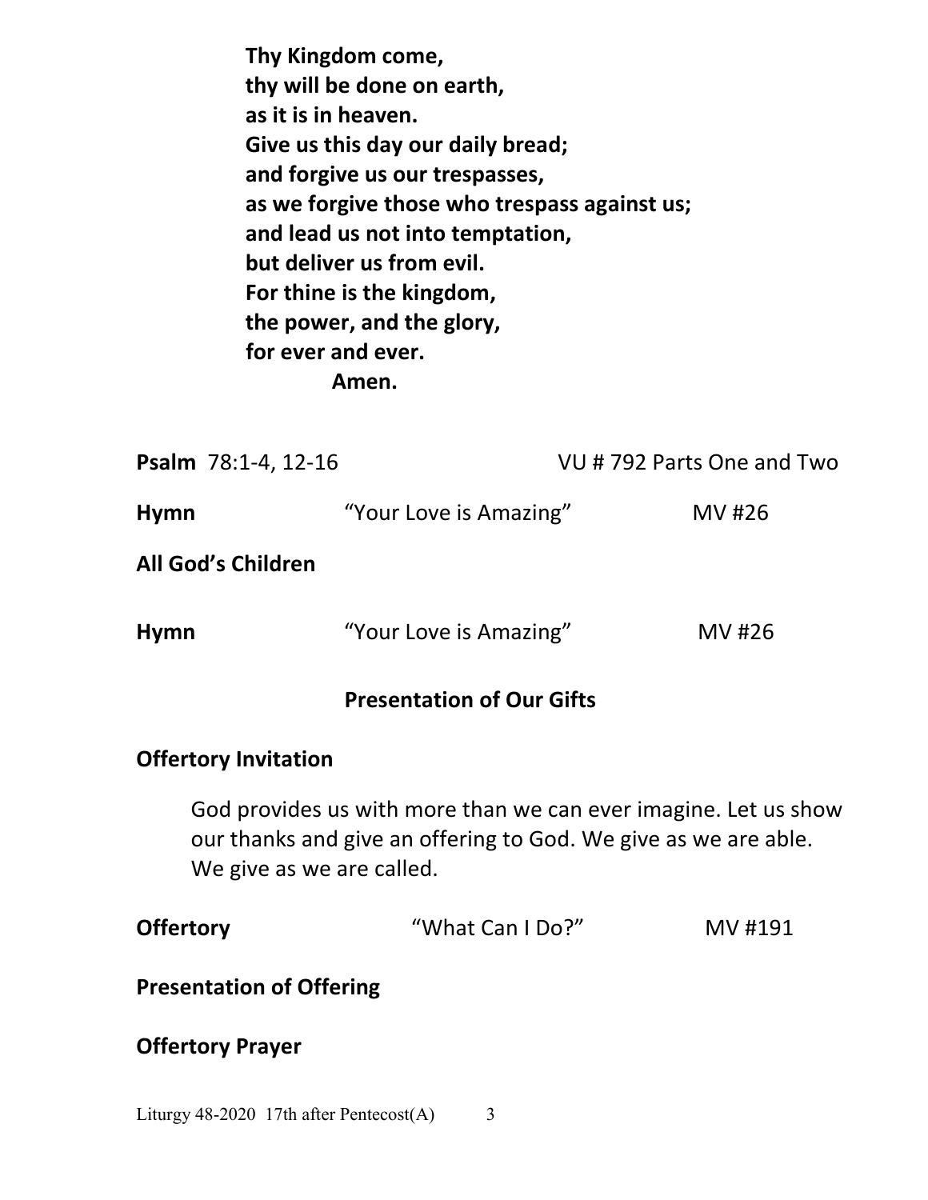**Thy Kingdom come,**
**thy will be done on earth,**
**as it is in heaven.**
**Give us this day our daily bread;**
**and forgive us our trespasses,**
**as we forgive those who trespass against us;**
**and lead us not into temptation,**
**but deliver us from evil.**
**For thine is the kingdom,**
**the power, and the glory,**
**for ever and ever.**
**Amen.**

**Psalm** 78:1-4, 12-16 VU # 792 Parts One and Two

**Hymn** "Your Love is Amazing" MV #26

**All God's Children**

**Hymn** "Your Love is Amazing" MV #26

## Presentation of Our Gifts

**Offertory Invitation**

God provides us with more than we can ever imagine. Let us show our thanks and give an offering to God. We give as we are able. We give as we are called.

**Offertory** "What Can I Do?" MV #191

**Presentation of Offering**

**Offertory Prayer**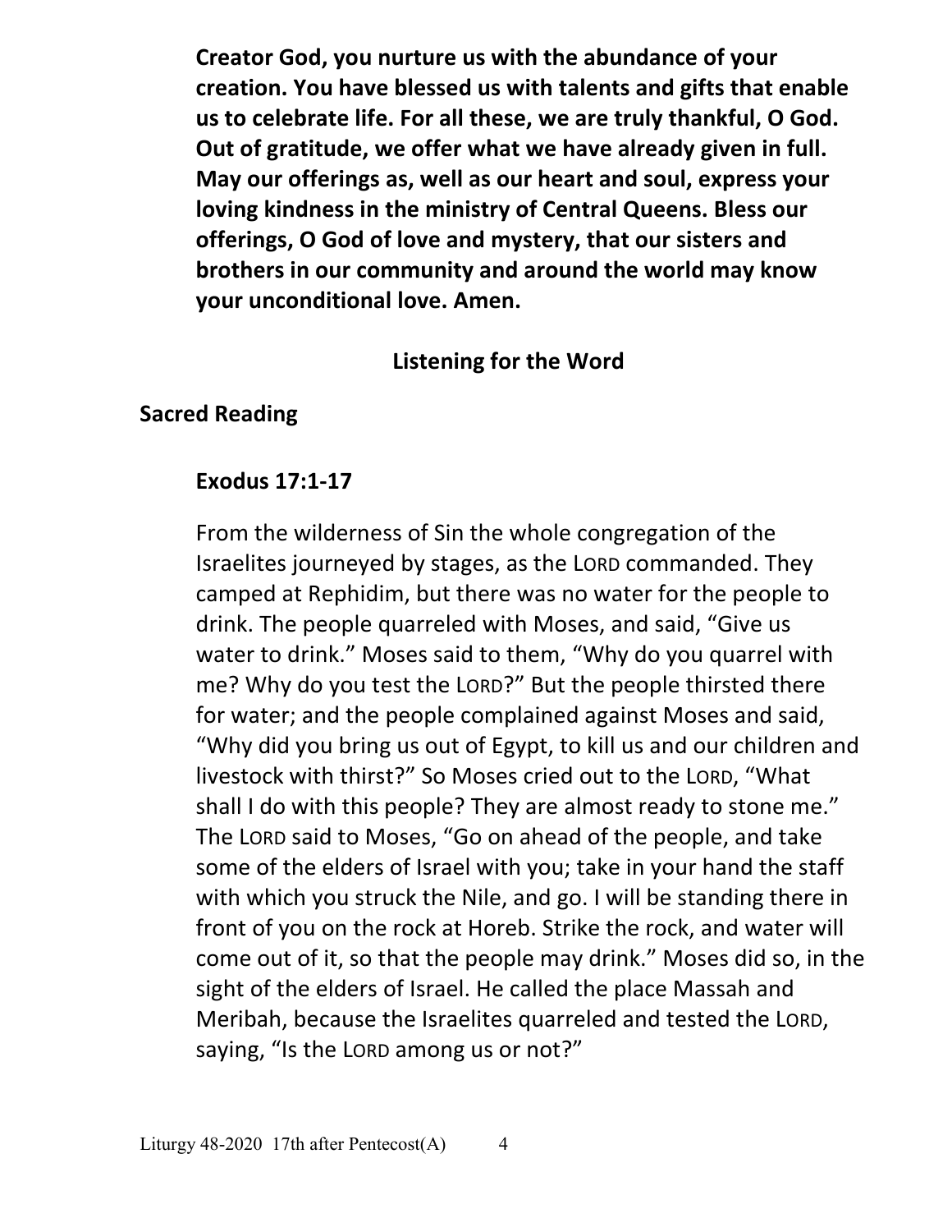**Creator God, you nurture us with the abundance of your creation. You have blessed us with talents and gifts that enable us to celebrate life. For all these, we are truly thankful, O God. Out of gratitude, we offer what we have already given in full. May our offerings as, well as our heart and soul, express your loving kindness in the ministry of Central Queens. Bless our offerings, O God of love and mystery, that our sisters and brothers in our community and around the world may know your unconditional love. Amen.**

## Listening for the Word

### Sacred Reading

#### Exodus 17:1-17

From the wilderness of Sin the whole congregation of the Israelites journeyed by stages, as the LORD commanded. They camped at Rephidim, but there was no water for the people to drink. The people quarreled with Moses, and said, "Give us water to drink." Moses said to them, "Why do you quarrel with me? Why do you test the LORD?" But the people thirsted there for water; and the people complained against Moses and said, "Why did you bring us out of Egypt, to kill us and our children and livestock with thirst?" So Moses cried out to the LORD, "What shall I do with this people? They are almost ready to stone me." The LORD said to Moses, "Go on ahead of the people, and take some of the elders of Israel with you; take in your hand the staff with which you struck the Nile, and go. I will be standing there in front of you on the rock at Horeb. Strike the rock, and water will come out of it, so that the people may drink." Moses did so, in the sight of the elders of Israel. He called the place Massah and Meribah, because the Israelites quarreled and tested the LORD, saying, "Is the LORD among us or not?"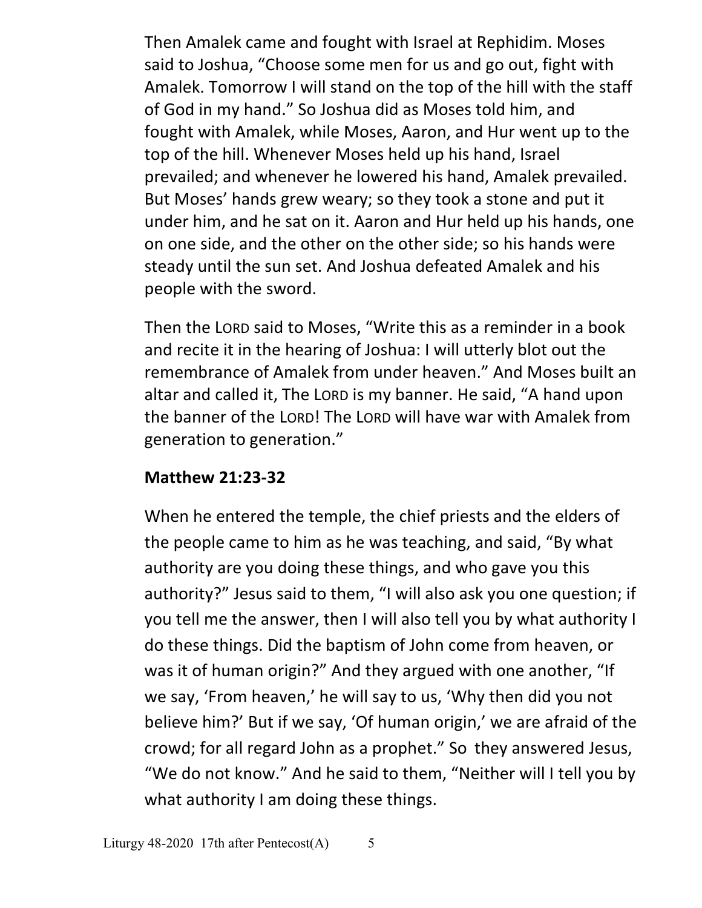Then Amalek came and fought with Israel at Rephidim. Moses said to Joshua, “Choose some men for us and go out, fight with Amalek. Tomorrow I will stand on the top of the hill with the staff of God in my hand.” So Joshua did as Moses told him, and fought with Amalek, while Moses, Aaron, and Hur went up to the top of the hill. Whenever Moses held up his hand, Israel prevailed; and whenever he lowered his hand, Amalek prevailed. But Moses’ hands grew weary; so they took a stone and put it under him, and he sat on it. Aaron and Hur held up his hands, one on one side, and the other on the other side; so his hands were steady until the sun set. And Joshua defeated Amalek and his people with the sword.

Then the LORD said to Moses, “Write this as a reminder in a book and recite it in the hearing of Joshua: I will utterly blot out the remembrance of Amalek from under heaven.” And Moses built an altar and called it, The LORD is my banner. He said, “A hand upon the banner of the LORD! The LORD will have war with Amalek from generation to generation.”

**Matthew 21:23-32**

When he entered the temple, the chief priests and the elders of the people came to him as he was teaching, and said, “By what authority are you doing these things, and who gave you this authority?” Jesus said to them, “I will also ask you one question; if you tell me the answer, then I will also tell you by what authority I do these things. Did the baptism of John come from heaven, or was it of human origin?” And they argued with one another, “If we say, ‘From heaven,’ he will say to us, ‘Why then did you not believe him?’ But if we say, ‘Of human origin,’ we are afraid of the crowd; for all regard John as a prophet.” So they answered Jesus, “We do not know.” And he said to them, “Neither will I tell you by what authority I am doing these things.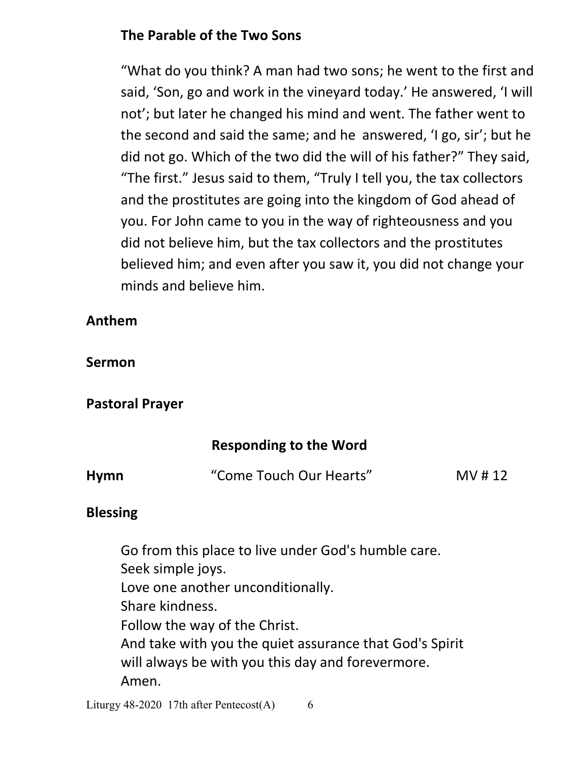**The Parable of the Two Sons**

"What do you think? A man had two sons; he went to the first and said, 'Son, go and work in the vineyard today.' He answered, 'I will not'; but later he changed his mind and went. The father went to the second and said the same; and he answered, 'I go, sir'; but he did not go. Which of the two did the will of his father?" They said, "The first." Jesus said to them, "Truly I tell you, the tax collectors and the prostitutes are going into the kingdom of God ahead of you. For John came to you in the way of righteousness and you did not believe him, but the tax collectors and the prostitutes believed him; and even after you saw it, you did not change your minds and believe him.

**Anthem**

**Sermon**

**Pastoral Prayer**

**Responding to the Word**

**Hymn** "Come Touch Our Hearts" MV # 12

**Blessing**

Go from this place to live under God's humble care.
Seek simple joys.
Love one another unconditionally.
Share kindness.
Follow the way of the Christ.
And take with you the quiet assurance that God's Spirit will always be with you this day and forevermore.
Amen.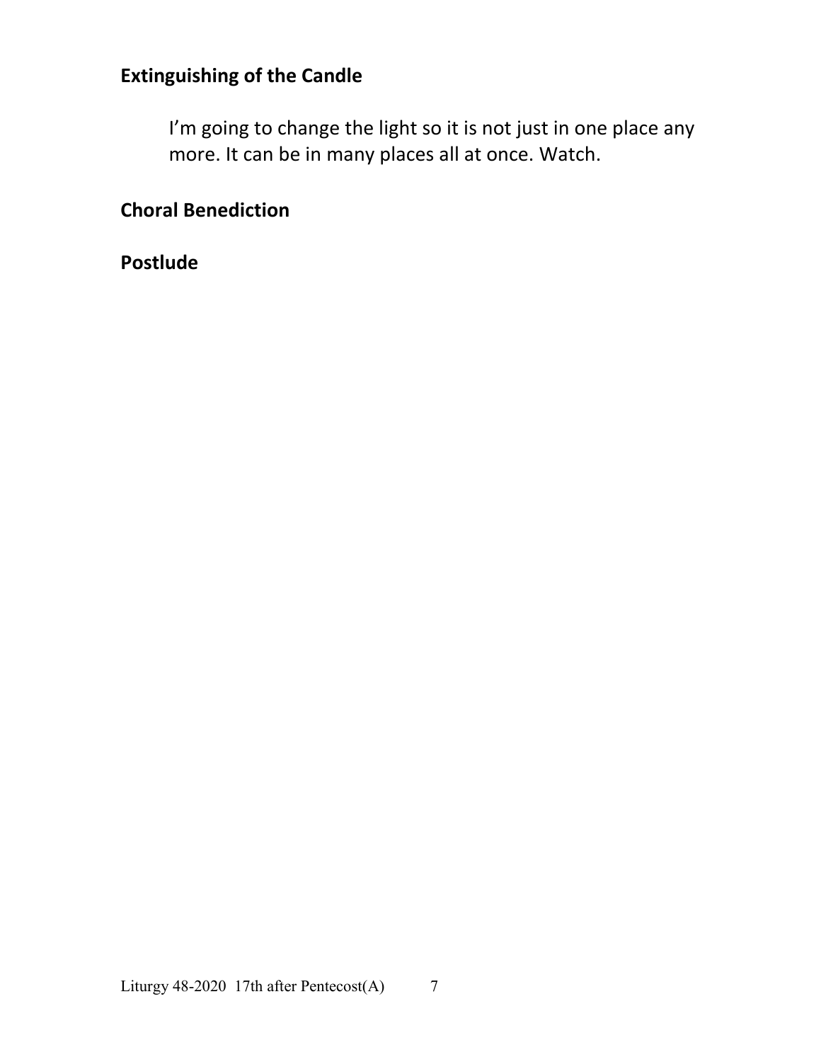## Extinguishing of the Candle

I'm going to change the light so it is not just in one place any more. It can be in many places all at once. Watch.

## Choral Benediction

## Postlude